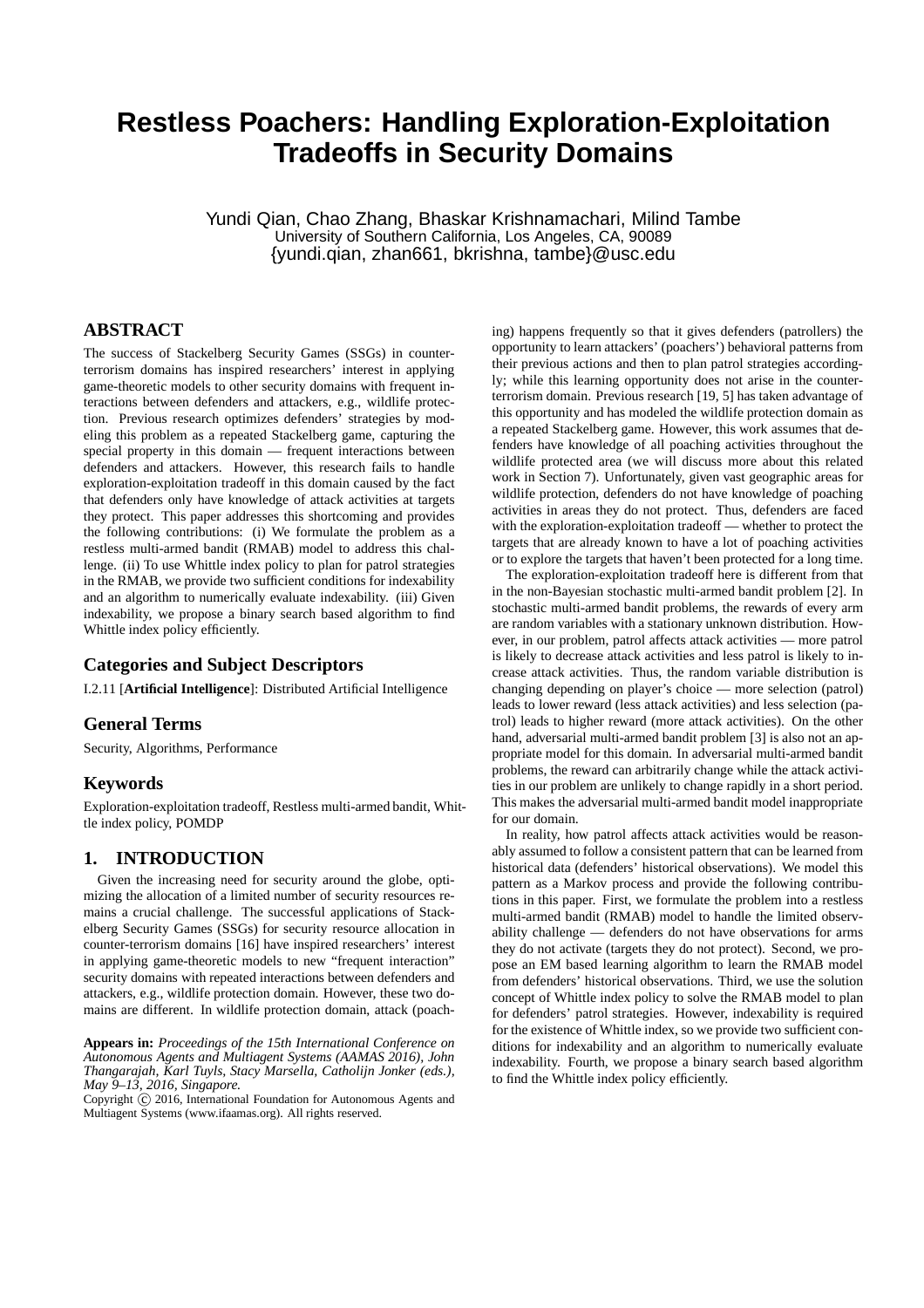# Restless Poachers: Handling Exploration-Exploitation Tradeoffs in Security Domains

Yundi Qian, Chao Zhang, Bhaskar Krishnamachari, Milind Tambe
University of Southern California, Los Angeles, CA, 90089
{yundi.qian, zhan661, bkrishna, tambe}@usc.edu

## ABSTRACT

The success of Stackelberg Security Games (SSGs) in counter-terrorism domains has inspired researchers' interest in applying game-theoretic models to other security domains with frequent interactions between defenders and attackers, e.g., wildlife protection. Previous research optimizes defenders' strategies by modeling this problem as a repeated Stackelberg game, capturing the special property in this domain — frequent interactions between defenders and attackers. However, this research fails to handle exploration-exploitation tradeoff in this domain caused by the fact that defenders only have knowledge of attack activities at targets they protect. This paper addresses this shortcoming and provides the following contributions: (i) We formulate the problem as a restless multi-armed bandit (RMAB) model to address this challenge. (ii) To use Whittle index policy to plan for patrol strategies in the RMAB, we provide two sufficient conditions for indexability and an algorithm to numerically evaluate indexability. (iii) Given indexability, we propose a binary search based algorithm to find Whittle index policy efficiently.

### Categories and Subject Descriptors

I.2.11 [**Artificial Intelligence**]: Distributed Artificial Intelligence

### General Terms

Security, Algorithms, Performance

### Keywords

Exploration-exploitation tradeoff, Restless multi-armed bandit, Whittle index policy, POMDP

## 1. INTRODUCTION

Given the increasing need for security around the globe, optimizing the allocation of a limited number of security resources remains a crucial challenge. The successful applications of Stackelberg Security Games (SSGs) for security resource allocation in counter-terrorism domains [16] have inspired researchers' interest in applying game-theoretic models to new "frequent interaction" security domains with repeated interactions between defenders and attackers, e.g., wildlife protection domain. However, these two domains are different. In wildlife protection domain, attack (poaching) happens frequently so that it gives defenders (patrollers) the opportunity to learn attackers' (poachers') behavioral patterns from their previous actions and then to plan patrol strategies accordingly; while this learning opportunity does not arise in the counter-terrorism domain. Previous research [19, 5] has taken advantage of this opportunity and has modeled the wildlife protection domain as a repeated Stackelberg game. However, this work assumes that defenders have knowledge of all poaching activities throughout the wildlife protected area (we will discuss more about this related work in Section 7). Unfortunately, given vast geographic areas for wildlife protection, defenders do not have knowledge of poaching activities in areas they do not protect. Thus, defenders are faced with the exploration-exploitation tradeoff — whether to protect the targets that are already known to have a lot of poaching activities or to explore the targets that haven't been protected for a long time.

The exploration-exploitation tradeoff here is different from that in the non-Bayesian stochastic multi-armed bandit problem [2]. In stochastic multi-armed bandit problems, the rewards of every arm are random variables with a stationary unknown distribution. However, in our problem, patrol affects attack activities — more patrol is likely to decrease attack activities and less patrol is likely to increase attack activities. Thus, the random variable distribution is changing depending on player's choice — more selection (patrol) leads to lower reward (less attack activities) and less selection (patrol) leads to higher reward (more attack activities). On the other hand, adversarial multi-armed bandit problem [3] is also not an appropriate model for this domain. In adversarial multi-armed bandit problems, the reward can arbitrarily change while the attack activities in our problem are unlikely to change rapidly in a short period. This makes the adversarial multi-armed bandit model inappropriate for our domain.

In reality, how patrol affects attack activities would be reasonably assumed to follow a consistent pattern that can be learned from historical data (defenders' historical observations). We model this pattern as a Markov process and provide the following contributions in this paper. First, we formulate the problem into a restless multi-armed bandit (RMAB) model to handle the limited observability challenge — defenders do not have observations for arms they do not activate (targets they do not protect). Second, we propose an EM based learning algorithm to learn the RMAB model from defenders' historical observations. Third, we use the solution concept of Whittle index policy to solve the RMAB model to plan for defenders' patrol strategies. However, indexability is required for the existence of Whittle index, so we provide two sufficient conditions for indexability and an algorithm to numerically evaluate indexability. Fourth, we propose a binary search based algorithm to find the Whittle index policy efficiently.

**Appears in:** *Proceedings of the 15th International Conference on Autonomous Agents and Multiagent Systems (AAMAS 2016), John Thangarajah, Karl Tuyls, Stacy Marsella, Catholijn Jonker (eds.), May 9–13, 2016, Singapore.*
Copyright © 2016, International Foundation for Autonomous Agents and Multiagent Systems (www.ifaamas.org). All rights reserved.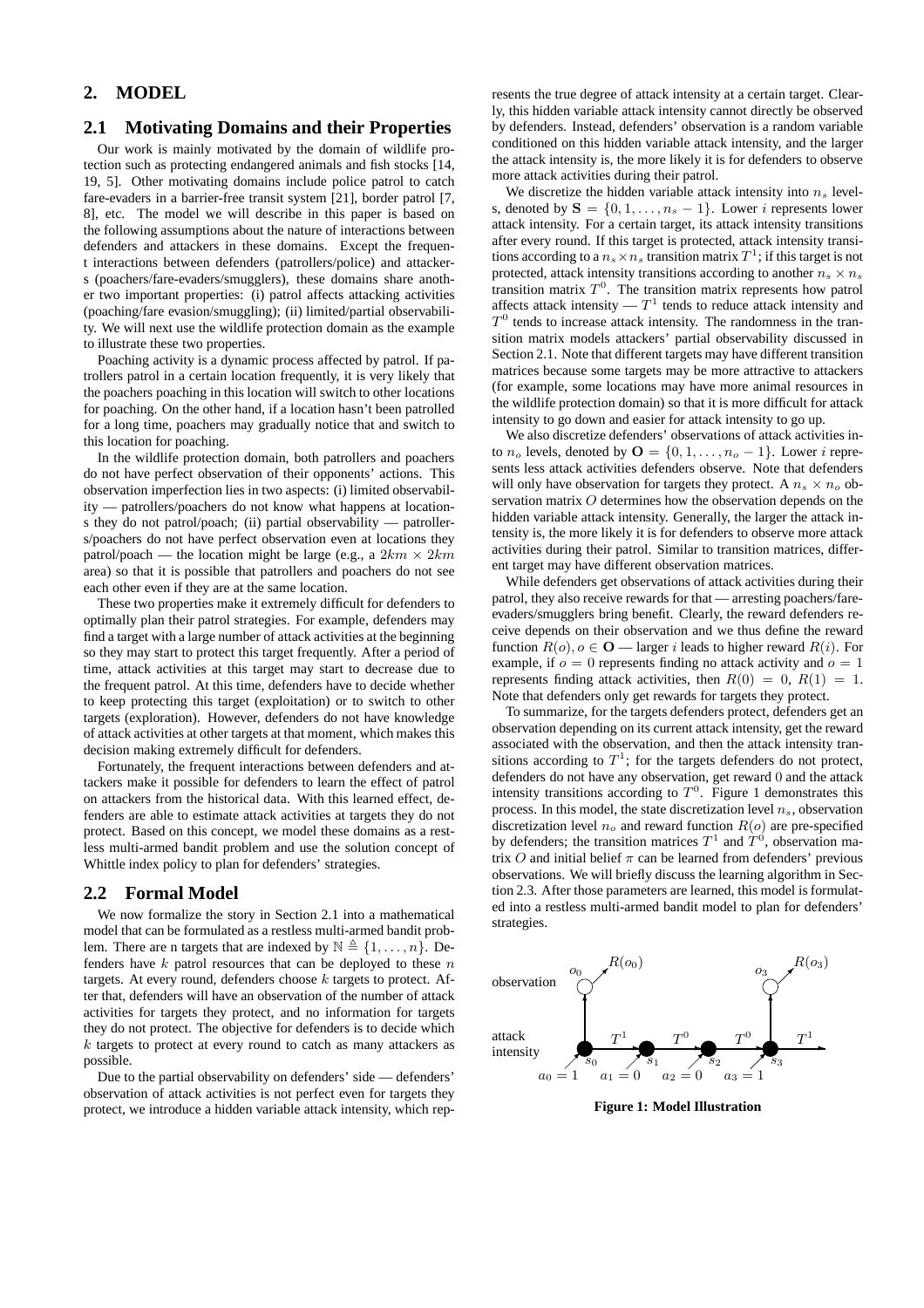## 2. MODEL

### 2.1 Motivating Domains and their Properties

Our work is mainly motivated by the domain of wildlife protection such as protecting endangered animals and fish stocks [14, 19, 5]. Other motivating domains include police patrol to catch fare-evaders in a barrier-free transit system [21], border patrol [7, 8], etc. The model we will describe in this paper is based on the following assumptions about the nature of interactions between defenders and attackers in these domains. Except the frequent interactions between defenders (patrollers/police) and attackers (poachers/fare-evaders/smugglers), these domains share another two important properties: (i) patrol affects attacking activities (poaching/fare evasion/smuggling); (ii) limited/partial observability. We will next use the wildlife protection domain as the example to illustrate these two properties.

Poaching activity is a dynamic process affected by patrol. If patrollers patrol in a certain location frequently, it is very likely that the poachers poaching in this location will switch to other locations for poaching. On the other hand, if a location hasn't been patrolled for a long time, poachers may gradually notice that and switch to this location for poaching.

In the wildlife protection domain, both patrollers and poachers do not have perfect observation of their opponents' actions. This observation imperfection lies in two aspects: (i) limited observability — patrollers/poachers do not know what happens at locations they do not patrol/poach; (ii) partial observability — patrollers/poachers do not have perfect observation even at locations they patrol/poach — the location might be large (e.g., a $2km \times 2km$ area) so that it is possible that patrollers and poachers do not see each other even if they are at the same location.

These two properties make it extremely difficult for defenders to optimally plan their patrol strategies. For example, defenders may find a target with a large number of attack activities at the beginning so they may start to protect this target frequently. After a period of time, attack activities at this target may start to decrease due to the frequent patrol. At this time, defenders have to decide whether to keep protecting this target (exploitation) or to switch to other targets (exploration). However, defenders do not have knowledge of attack activities at other targets at that moment, which makes this decision making extremely difficult for defenders.

Fortunately, the frequent interactions between defenders and attackers make it possible for defenders to learn the effect of patrol on attackers from the historical data. With this learned effect, defenders are able to estimate attack activities at targets they do not protect. Based on this concept, we model these domains as a restless multi-armed bandit problem and use the solution concept of Whittle index policy to plan for defenders' strategies.

### 2.2 Formal Model

We now formalize the story in Section 2.1 into a mathematical model that can be formulated as a restless multi-armed bandit problem. There are n targets that are indexed by $\mathbb{N} \triangleq \{1, \dots, n\}$. Defenders have $k$ patrol resources that can be deployed to these $n$ targets. At every round, defenders choose $k$ targets to protect. After that, defenders will have an observation of the number of attack activities for targets they protect, and no information for targets they do not protect. The objective for defenders is to decide which $k$ targets to protect at every round to catch as many attackers as possible.

Due to the partial observability on defenders' side — defenders' observation of attack activities is not perfect even for targets they protect, we introduce a hidden variable attack intensity, which represents the true degree of attack intensity at a certain target. Clearly, this hidden variable attack intensity cannot directly be observed by defenders. Instead, defenders' observation is a random variable conditioned on this hidden variable attack intensity, and the larger the attack intensity is, the more likely it is for defenders to observe more attack activities during their patrol.

We discretize the hidden variable attack intensity into $n_s$ levels, denoted by $\mathbf{S} = \{0, 1, \dots, n_s - 1\}$. Lower $i$ represents lower attack intensity. For a certain target, its attack intensity transitions after every round. If this target is protected, attack intensity transitions according to a $n_s \times n_s$ transition matrix $T^1$; if this target is not protected, attack intensity transitions according to another $n_s \times n_s$ transition matrix $T^0$. The transition matrix represents how patrol affects attack intensity — $T^1$ tends to reduce attack intensity and $T^0$ tends to increase attack intensity. The randomness in the transition matrix models attackers' partial observability discussed in Section 2.1. Note that different targets may have different transition matrices because some targets may be more attractive to attackers (for example, some locations may have more animal resources in the wildlife protection domain) so that it is more difficult for attack intensity to go down and easier for attack intensity to go up.

We also discretize defenders' observations of attack activities into $n_o$ levels, denoted by $\mathbf{O} = \{0, 1, \dots, n_o - 1\}$. Lower $i$ represents less attack activities defenders observe. Note that defenders will only have observation for targets they protect. A $n_s \times n_o$ observation matrix $O$ determines how the observation depends on the hidden variable attack intensity. Generally, the larger the attack intensity is, the more likely it is for defenders to observe more attack activities during their patrol. Similar to transition matrices, different target may have different observation matrices.

While defenders get observations of attack activities during their patrol, they also receive rewards for that — arresting poachers/fare-evaders/smugglers bring benefit. Clearly, the reward defenders receive depends on their observation and we thus define the reward function $R(o), o \in \mathbf{O}$ — larger $i$ leads to higher reward $R(i)$. For example, if $o = 0$ represents finding no attack activity and $o = 1$ represents finding attack activities, then $R(0) = 0$, $R(1) = 1$. Note that defenders only get rewards for targets they protect.

To summarize, for the targets defenders protect, defenders get an observation depending on its current attack intensity, get the reward associated with the observation, and then the attack intensity transitions according to $T^1$; for the targets defenders do not protect, defenders do not have any observation, get reward 0 and the attack intensity transitions according to $T^0$. Figure 1 demonstrates this process. In this model, the state discretization level $n_s$, observation discretization level $n_o$ and reward function $R(o)$ are pre-specified by defenders; the transition matrices $T^1$ and $T^0$, observation matrix $O$ and initial belief $\pi$ can be learned from defenders' previous observations. We will briefly discuss the learning algorithm in Section 2.3. After those parameters are learned, this model is formulated into a restless multi-armed bandit model to plan for defenders' strategies.

**Figure 1: Model Illustration**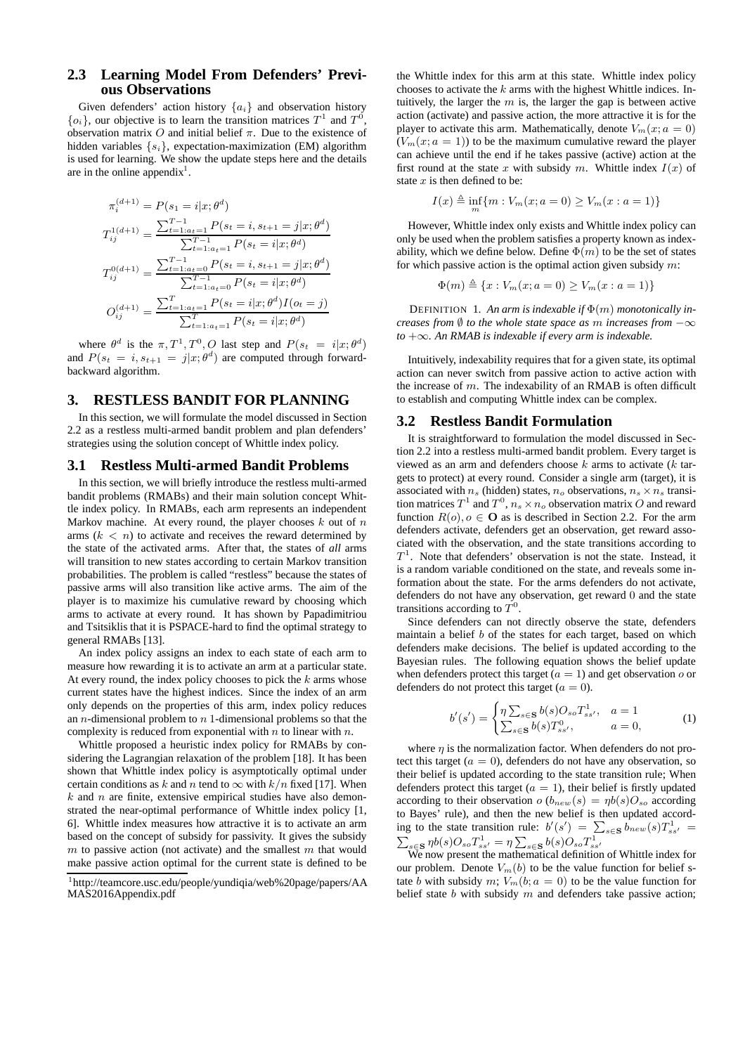## 2.3 Learning Model From Defenders' Previous Observations

Given defenders' action history $\{a_i\}$ and observation history $\{o_i\}$, our objective is to learn the transition matrices $T^1$ and $T^0$, observation matrix $O$ and initial belief $\pi$. Due to the existence of hidden variables $\{s_i\}$, expectation-maximization (EM) algorithm is used for learning. We show the update steps here and the details are in the online appendix[1].

$$\pi_i^{(d+1)} = P(s_1 = i | x; \theta^d)$$

$$T_{ij}^{1(d+1)} = \frac{\sum_{t=1:a_t=1}^{T-1} P(s_t = i, s_{t+1} = j | x; \theta^d)}{\sum_{t=1:a_t=1}^{T-1} P(s_t = i | x; \theta^d)}$$

$$T_{ij}^{0(d+1)} = \frac{\sum_{t=1:a_t=0}^{T-1} P(s_t = i, s_{t+1} = j | x; \theta^d)}{\sum_{t=1:a_t=0}^{T-1} P(s_t = i | x; \theta^d)}$$

$$O_{ij}^{(d+1)} = \frac{\sum_{t=1:a_t=1}^{T} P(s_t = i | x; \theta^d) I(o_t = j)}{\sum_{t=1:a_t=1}^{T} P(s_t = i | x; \theta^d)}$$

where $\theta^d$ is the $\pi, T^1, T^0, O$ last step and $P(s_t = i | x; \theta^d)$ and $P(s_t = i, s_{t+1} = j | x; \theta^d)$ are computed through forward-backward algorithm.

# 3. RESTLESS BANDIT FOR PLANNING

In this section, we will formulate the model discussed in Section 2.2 as a restless multi-armed bandit problem and plan defenders' strategies using the solution concept of Whittle index policy.

## 3.1 Restless Multi-armed Bandit Problems

In this section, we will briefly introduce the restless multi-armed bandit problems (RMABs) and their main solution concept Whittle index policy. In RMABs, each arm represents an independent Markov machine. At every round, the player chooses $k$ out of $n$ arms ($k < n$) to activate and receives the reward determined by the state of the activated arms. After that, the states of *all* arms will transition to new states according to certain Markov transition probabilities. The problem is called "restless" because the states of passive arms will also transition like active arms. The aim of the player is to maximize his cumulative reward by choosing which arms to activate at every round. It has shown by Papadimitriou and Tsitsiklis that it is PSPACE-hard to find the optimal strategy to general RMABs [13].

An index policy assigns an index to each state of each arm to measure how rewarding it is to activate an arm at a particular state. At every round, the index policy chooses to pick the $k$ arms whose current states have the highest indices. Since the index of an arm only depends on the properties of this arm, index policy reduces an $n$-dimensional problem to $n$ 1-dimensional problems so that the complexity is reduced from exponential with $n$ to linear with $n$.

Whittle proposed a heuristic index policy for RMABs by considering the Lagrangian relaxation of the problem [18]. It has been shown that Whittle index policy is asymptotically optimal under certain conditions as $k$ and $n$ tend to $\infty$ with $k/n$ fixed [17]. When $k$ and $n$ are finite, extensive empirical studies have also demonstrated the near-optimal performance of Whittle index policy [1, 6]. Whittle index measures how attractive it is to activate an arm based on the concept of subsidy for passivity. It gives the subsidy $m$ to passive action (not activate) and the smallest $m$ that would make passive action optimal for the current state is defined to be the Whittle index for this arm at this state. Whittle index policy chooses to activate the $k$ arms with the highest Whittle indices. Intuitively, the larger the $m$ is, the larger the gap is between active action (activate) and passive action, the more attractive it is for the player to activate this arm. Mathematically, denote $V_m(x; a = 0)$ ($V_m(x; a = 1)$) to be the maximum cumulative reward the player can achieve until the end if he takes passive (active) action at the first round at the state $x$ with subsidy $m$. Whittle index $I(x)$ of state $x$ is then defined to be:

$$I(x) \triangleq \inf_m \{m : V_m(x; a = 0) \geq V_m(x : a = 1)\}$$

However, Whittle index only exists and Whittle index policy can only be used when the problem satisfies a property known as indexability, which we define below. Define $\Phi(m)$ to be the set of states for which passive action is the optimal action given subsidy $m$:

$$\Phi(m) \triangleq \{x : V_m(x; a = 0) \geq V_m(x : a = 1)\}$$

DEFINITION 1. *An arm is indexable if $\Phi(m)$ monotonically increases from $\emptyset$ to the whole state space as $m$ increases from $-\infty$ to $+\infty$. An RMAB is indexable if every arm is indexable.*

Intuitively, indexability requires that for a given state, its optimal action can never switch from passive action to active action with the increase of $m$. The indexability of an RMAB is often difficult to establish and computing Whittle index can be complex.

## 3.2 Restless Bandit Formulation

It is straightforward to formulation the model discussed in Section 2.2 into a restless multi-armed bandit problem. Every target is viewed as an arm and defenders choose $k$ arms to activate ($k$ targets to protect) at every round. Consider a single arm (target), it is associated with $n_s$ (hidden) states, $n_o$ observations, $n_s \times n_s$ transition matrices $T^1$ and $T^0$, $n_s \times n_o$ observation matrix $O$ and reward function $R(o), o \in \mathbf{O}$ as is described in Section 2.2. For the arm defenders activate, defenders get an observation, get reward associated with the observation, and the state transitions according to $T^1$. Note that defenders' observation is not the state. Instead, it is a random variable conditioned on the state, and reveals some information about the state. For the arms defenders do not activate, defenders do not have any observation, get reward 0 and the state transitions according to $T^0$.

Since defenders can not directly observe the state, defenders maintain a belief $b$ of the states for each target, based on which defenders make decisions. The belief is updated according to the Bayesian rules. The following equation shows the belief update when defenders protect this target ($a = 1$) and get observation $o$ or defenders do not protect this target ($a = 0$).

$$b'(s') = \begin{cases} \eta \sum_{s \in \mathbf{S}} b(s) O_{so} T^1_{ss'}, & a = 1 \\ \sum_{s \in \mathbf{S}} b(s) T^0_{ss'}, & a = 0, \end{cases} \tag{1}$$

where $\eta$ is the normalization factor. When defenders do not protect this target ($a = 0$), defenders do not have any observation, so their belief is updated according to the state transition rule; When defenders protect this target ($a = 1$), their belief is firstly updated according to their observation $o$ ($b_{new}(s) = \eta b(s) O_{so}$ according to Bayes' rule), and then the new belief is then updated according to the state transition rule: $b'(s') = \sum_{s \in \mathbf{S}} b_{new}(s) T^1_{ss'} = \sum_{s \in \mathbf{S}} \eta b(s) O_{so} T^1_{ss'} = \eta \sum_{s \in \mathbf{S}} b(s) O_{so} T^1_{ss'}$

We now present the mathematical definition of Whittle index for our problem. Denote $V_m(b)$ to be the value function for belief state $b$ with subsidy $m$; $V_m(b; a = 0)$ to be the value function for belief state $b$ with subsidy $m$ and defenders take passive action;

[1] http://teamcore.usc.edu/people/yundiqia/web%20page/papers/AAMAS2016Appendix.pdf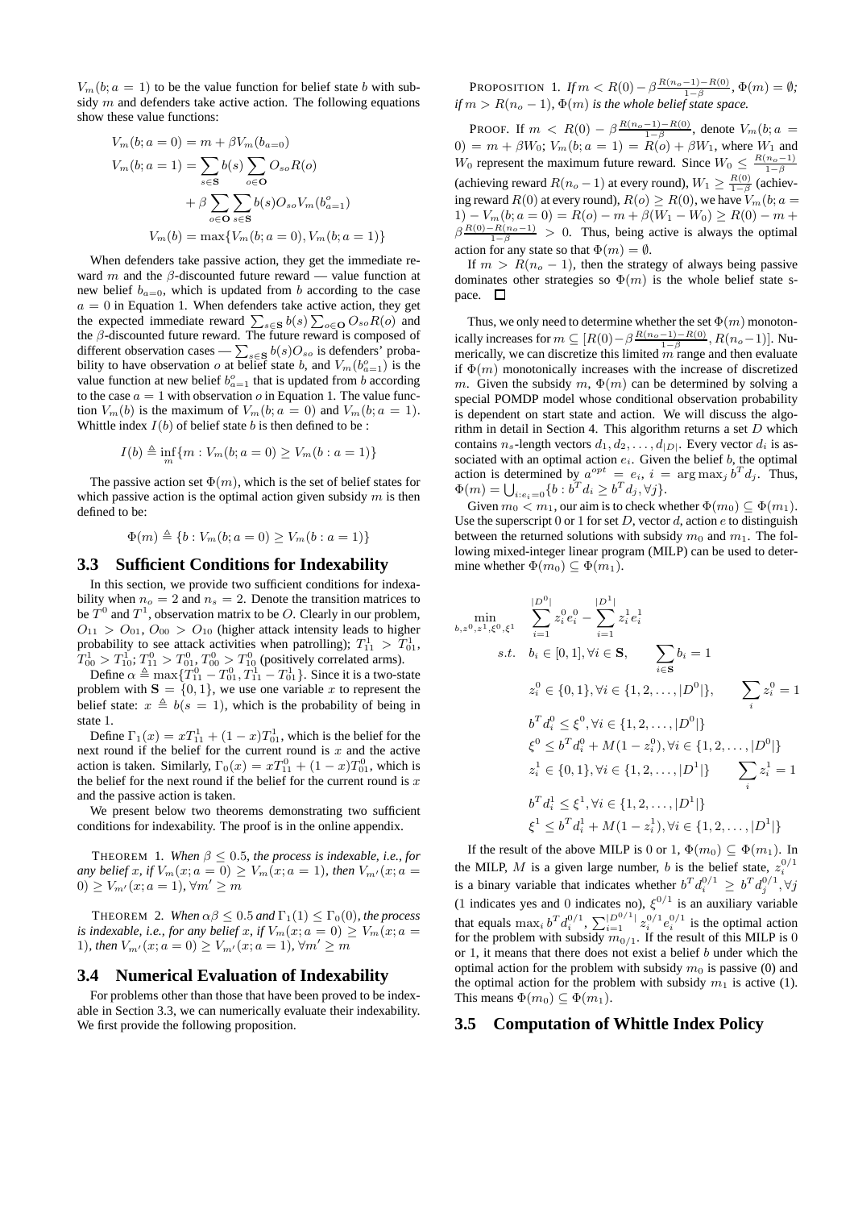$V_m(b; a = 1)$ to be the value function for belief state $b$ with subsidy $m$ and defenders take active action. The following equations show these value functions:

$$
\begin{aligned}
V_m(b; a = 0) &= m + \beta V_m(b_{a=0}) \\
V_m(b; a = 1) &= \sum_{s \in \mathbf{S}} b(s) \sum_{o \in \mathbf{O}} O_{so} R(o) \\
&\quad + \beta \sum_{o \in \mathbf{O}} \sum_{s \in \mathbf{S}} b(s) O_{so} V_m(b^o_{a=1}) \\
V_m(b) &= \max\{V_m(b; a = 0), V_m(b; a = 1)\}
\end{aligned}
$$

When defenders take passive action, they get the immediate reward $m$ and the $\beta$-discounted future reward — value function at new belief $b_{a=0}$, which is updated from $b$ according to the case $a = 0$ in Equation 1. When defenders take active action, they get the expected immediate reward $\sum_{s \in \mathbf{S}} b(s) \sum_{o \in \mathbf{O}} O_{so} R(o)$ and the $\beta$-discounted future reward. The future reward is composed of different observation cases — $\sum_{s \in \mathbf{S}} b(s) O_{so}$ is defenders' probability to have observation $o$ at belief state $b$, and $V_m(b^o_{a=1})$ is the value function at new belief $b^o_{a=1}$ that is updated from $b$ according to the case $a = 1$ with observation $o$ in Equation 1. The value function $V_m(b)$ is the maximum of $V_m(b; a = 0)$ and $V_m(b; a = 1)$. Whittle index $I(b)$ of belief state $b$ is then defined to be :

$$
I(b) \triangleq \inf_m \{m : V_m(b; a = 0) \geq V_m(b : a = 1)\}
$$

The passive action set $\Phi(m)$, which is the set of belief states for which passive action is the optimal action given subsidy $m$ is then defined to be:

$$
\Phi(m) \triangleq \{b : V_m(b; a = 0) \geq V_m(b : a = 1)\}
$$

### 3.3 Sufficient Conditions for Indexability

In this section, we provide two sufficient conditions for indexability when $n_o = 2$ and $n_s = 2$. Denote the transition matrices to be $T^0$ and $T^1$, observation matrix to be $O$. Clearly in our problem, $O_{11} > O_{01}$, $O_{00} > O_{10}$ (higher attack intensity leads to higher probability to see attack activities when patrolling); $T^1_{11} > T^1_{01}$, $T^1_{00} > T^1_{10}$; $T^0_{11} > T^0_{01}$, $T^0_{00} > T^0_{10}$ (positively correlated arms).

Define $\alpha \triangleq \max\{T^0_{11} - T^0_{01}, T^1_{11} - T^1_{01}\}$. Since it is a two-state problem with $\mathbf{S} = \{0, 1\}$, we use one variable $x$ to represent the belief state: $x \triangleq b(s = 1)$, which is the probability of being in state 1.

Define $\Gamma_1(x) = xT^1_{11} + (1 - x)T^1_{01}$, which is the belief for the next round if the belief for the current round is $x$ and the active action is taken. Similarly, $\Gamma_0(x) = xT^0_{11} + (1 - x)T^0_{01}$, which is the belief for the next round if the belief for the current round is $x$ and the passive action is taken.

We present below two theorems demonstrating two sufficient conditions for indexability. The proof is in the online appendix.

THEOREM 1. *When $\beta \leq 0.5$, the process is indexable, i.e., for any belief $x$, if $V_m(x; a = 0) \geq V_m(x; a = 1)$, then $V_{m'}(x; a = 0) \geq V_{m'}(x; a = 1)$, $\forall m' \geq m$*

THEOREM 2. *When $\alpha\beta \leq 0.5$ and $\Gamma_1(1) \leq \Gamma_0(0)$, the process is indexable, i.e., for any belief $x$, if $V_m(x; a = 0) \geq V_m(x; a = 1)$, then $V_{m'}(x; a = 0) \geq V_{m'}(x; a = 1)$, $\forall m' \geq m$*

### 3.4 Numerical Evaluation of Indexability

For problems other than those that have been proved to be indexable in Section 3.3, we can numerically evaluate their indexability. We first provide the following proposition.

PROPOSITION 1. *If $m < R(0) - \beta\frac{R(n_o-1)-R(0)}{1-\beta}$, $\Phi(m) = \emptyset$; if $m > R(n_o - 1)$, $\Phi(m)$ is the whole belief state space.*

PROOF. If $m < R(0) - \beta\frac{R(n_o-1)-R(0)}{1-\beta}$, denote $V_m(b; a = 0) = m + \beta W_0$; $V_m(b; a = 1) = R(o) + \beta W_1$, where $W_1$ and $W_0$ represent the maximum future reward. Since $W_0 \leq \frac{R(n_o-1)}{1-\beta}$ (achieving reward $R(n_o - 1)$ at every round), $W_1 \geq \frac{R(0)}{1-\beta}$ (achieving reward $R(0)$ at every round), $R(o) \geq R(0)$, we have $V_m(b; a = 1) - V_m(b; a = 0) = R(o) - m + \beta(W_1 - W_0) \geq R(0) - m + \beta\frac{R(0)-R(n_o-1)}{1-\beta} > 0$. Thus, being active is always the optimal action for any state so that $\Phi(m) = \emptyset$.

If $m > R(n_o - 1)$, then the strategy of always being passive dominates other strategies so $\Phi(m)$ is the whole belief state space. □

Thus, we only need to determine whether the set $\Phi(m)$ monotonically increases for $m \subseteq [R(0) - \beta\frac{R(n_o-1)-R(0)}{1-\beta}, R(n_o-1)]$. Numerically, we can discretize this limited $m$ range and then evaluate if $\Phi(m)$ monotonically increases with the increase of discretized $m$. Given the subsidy $m$, $\Phi(m)$ can be determined by solving a special POMDP model whose conditional observation probability is dependent on start state and action. We will discuss the algorithm in detail in Section 4. This algorithm returns a set $D$ which contains $n_s$-length vectors $d_1, d_2, \ldots, d_{|D|}$. Every vector $d_i$ is associated with an optimal action $e_i$. Given the belief $b$, the optimal action is determined by $a^{opt} = e_i$, $i = \arg\max_j b^T d_j$. Thus, $\Phi(m) = \bigcup_{i: e_i = 0}\{b : b^T d_i \geq b^T d_j, \forall j\}$.

Given $m_0 < m_1$, our aim is to check whether $\Phi(m_0) \subseteq \Phi(m_1)$. Use the superscript 0 or 1 for set $D$, vector $d$, action $e$ to distinguish between the returned solutions with subsidy $m_0$ and $m_1$. The following mixed-integer linear program (MILP) can be used to determine whether $\Phi(m_0) \subseteq \Phi(m_1)$.

$$
\begin{aligned}
\min_{b, z^0, z^1, \xi^0, \xi^1} \quad & \sum_{i=1}^{|D^0|} z^0_i e^0_i - \sum_{i=1}^{|D^1|} z^1_i e^1_i \\
s.t. \quad & b_i \in [0, 1], \forall i \in \mathbf{S}, \qquad \sum_{i \in \mathbf{S}} b_i = 1 \\
& z^0_i \in \{0, 1\}, \forall i \in \{1, 2, \ldots, |D^0|\}, \qquad \sum_i z^0_i = 1 \\
& b^T d^0_i \leq \xi^0, \forall i \in \{1, 2, \ldots, |D^0|\} \\
& \xi^0 \leq b^T d^0_i + M(1 - z^0_i), \forall i \in \{1, 2, \ldots, |D^0|\} \\
& z^1_i \in \{0, 1\}, \forall i \in \{1, 2, \ldots, |D^1|\} \qquad \sum_i z^1_i = 1 \\
& b^T d^1_i \leq \xi^1, \forall i \in \{1, 2, \ldots, |D^1|\} \\
& \xi^1 \leq b^T d^1_i + M(1 - z^1_i), \forall i \in \{1, 2, \ldots, |D^1|\}
\end{aligned}
$$

If the result of the above MILP is 0 or 1, $\Phi(m_0) \subseteq \Phi(m_1)$. In the MILP, $M$ is a given large number, $b$ is the belief state, $z^{0/1}_i$ is a binary variable that indicates whether $b^T d^{0/1}_i \geq b^T d^{0/1}_j, \forall j$ (1 indicates yes and 0 indicates no), $\xi^{0/1}$ is an auxiliary variable that equals $\max_i b^T d^{0/1}_i$, $\sum_{i=1}^{|D^{0/1}|} z^{0/1}_i e^{0/1}_i$ is the optimal action for the problem with subsidy $m_{0/1}$. If the result of this MILP is 0 or 1, it means that there does not exist a belief $b$ under which the optimal action for the problem with subsidy $m_0$ is passive (0) and the optimal action for the problem with subsidy $m_1$ is active (1). This means $\Phi(m_0) \subseteq \Phi(m_1)$.

### 3.5 Computation of Whittle Index Policy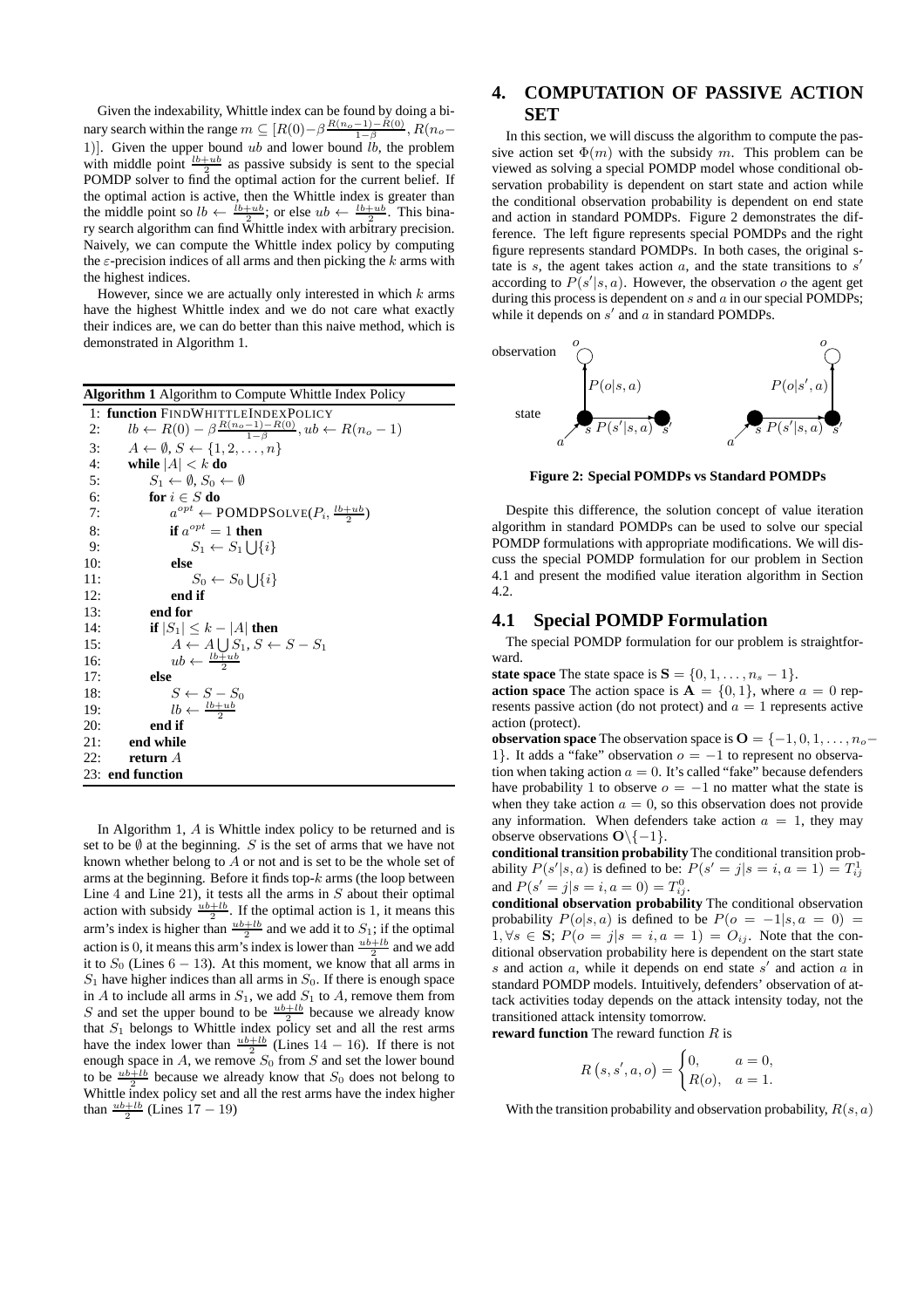Given the indexability, Whittle index can be found by doing a binary search within the range $m \subseteq [R(0) - \beta \frac{R(n_o-1)-R(0)}{1-\beta}, R(n_o - 1)]$. Given the upper bound $ub$ and lower bound $lb$, the problem with middle point $\frac{lb+ub}{2}$ as passive subsidy is sent to the special POMDP solver to find the optimal action for the current belief. If the optimal action is active, then the Whittle index is greater than the middle point so $lb \leftarrow \frac{lb+ub}{2}$; or else $ub \leftarrow \frac{lb+ub}{2}$. This binary search algorithm can find Whittle index with arbitrary precision. Naively, we can compute the Whittle index policy by computing the $\varepsilon$-precision indices of all arms and then picking the $k$ arms with the highest indices.

However, since we are actually only interested in which $k$ arms have the highest Whittle index and we do not care what exactly their indices are, we can do better than this naive method, which is demonstrated in Algorithm 1.

**Algorithm 1** Algorithm to Compute Whittle Index Policy

```
1:  function FINDWHITTLEINDEXPOLICY
2:      lb ← R(0) − β (R(n_o−1)−R(0))/(1−β), ub ← R(n_o − 1)
3:      A ← ∅, S ← {1, 2, ..., n}
4:      while |A| < k do
5:          S_1 ← ∅, S_0 ← ∅
6:          for i ∈ S do
7:              a^opt ← POMDPSOLVE(P_i, (lb+ub)/2)
8:              if a^opt = 1 then
9:                  S_1 ← S_1 ⋃ {i}
10:             else
11:                 S_0 ← S_0 ⋃ {i}
12:             end if
13:         end for
14:         if |S_1| ≤ k − |A| then
15:             A ← A ⋃ S_1, S ← S − S_1
16:             ub ← (lb+ub)/2
17:         else
18:             S ← S − S_0
19:             lb ← (lb+ub)/2
20:         end if
21:     end while
22:     return A
23: end function
```

In Algorithm 1, $A$ is Whittle index policy to be returned and is set to be $\emptyset$ at the beginning. $S$ is the set of arms that we have not known whether belong to $A$ or not and is set to be the whole set of arms at the beginning. Before it finds top-$k$ arms (the loop between Line 4 and Line 21), it tests all the arms in $S$ about their optimal action with subsidy $\frac{ub+lb}{2}$. If the optimal action is 1, it means this arm's index is higher than $\frac{ub+lb}{2}$ and we add it to $S_1$; if the optimal action is 0, it means this arm's index is lower than $\frac{ub+lb}{2}$ and we add it to $S_0$ (Lines $6-13$). At this moment, we know that all arms in $S_1$ have higher indices than all arms in $S_0$. If there is enough space in $A$ to include all arms in $S_1$, we add $S_1$ to $A$, remove them from $S$ and set the upper bound to be $\frac{ub+lb}{2}$ because we already know that $S_1$ belongs to Whittle index policy set and all the rest arms have the index lower than $\frac{ub+lb}{2}$ (Lines $14-16$). If there is not enough space in $A$, we remove $S_0$ from $S$ and set the lower bound to be $\frac{ub+lb}{2}$ because we already know that $S_0$ does not belong to Whittle index policy set and all the rest arms have the index higher than $\frac{ub+lb}{2}$ (Lines $17-19$)

# 4. COMPUTATION OF PASSIVE ACTION SET

In this section, we will discuss the algorithm to compute the passive action set $\Phi(m)$ with the subsidy $m$. This problem can be viewed as solving a special POMDP model whose conditional observation probability is dependent on start state and action while the conditional observation probability is dependent on end state and action in standard POMDPs. Figure 2 demonstrates the difference. The left figure represents special POMDPs and the right figure represents standard POMDPs. In both cases, the original state is $s$, the agent takes action $a$, and the state transitions to $s'$ according to $P(s'|s,a)$. However, the observation $o$ the agent get during this process is dependent on $s$ and $a$ in our special POMDPs; while it depends on $s'$ and $a$ in standard POMDPs.

**Figure 2: Special POMDPs vs Standard POMDPs**

Despite this difference, the solution concept of value iteration algorithm in standard POMDPs can be used to solve our special POMDP formulations with appropriate modifications. We will discuss the special POMDP formulation for our problem in Section 4.1 and present the modified value iteration algorithm in Section 4.2.

## 4.1 Special POMDP Formulation

The special POMDP formulation for our problem is straightforward.

**state space** The state space is $\mathbf{S} = \{0, 1, \ldots, n_s - 1\}$.

**action space** The action space is $\mathbf{A} = \{0, 1\}$, where $a = 0$ represents passive action (do not protect) and $a = 1$ represents active action (protect).

**observation space** The observation space is $\mathbf{O} = \{-1, 0, 1, \ldots, n_o - 1\}$. It adds a "fake" observation $o = -1$ to represent no observation when taking action $a = 0$. It's called "fake" because defenders have probability 1 to observe $o = -1$ no matter what the state is when they take action $a = 0$, so this observation does not provide any information. When defenders take action $a = 1$, they may observe observations $\mathbf{O}\backslash\{-1\}$.

**conditional transition probability** The conditional transition probability $P(s'|s,a)$ is defined to be: $P(s' = j|s = i, a = 1) = T^1_{ij}$ and $P(s' = j|s = i, a = 0) = T^0_{ij}$.

**conditional observation probability** The conditional observation probability $P(o|s,a)$ is defined to be $P(o = -1|s, a = 0) = 1, \forall s \in \mathbf{S}$; $P(o = j|s = i, a = 1) = O_{ij}$. Note that the conditional observation probability here is dependent on the start state $s$ and action $a$, while it depends on end state $s'$ and action $a$ in standard POMDP models. Intuitively, defenders' observation of attack activities today depends on the attack intensity today, not the transitioned attack intensity tomorrow.

**reward function** The reward function $R$ is

$$R(s, s', a, o) = \begin{cases} 0, & a = 0, \\ R(o), & a = 1. \end{cases}$$

With the transition probability and observation probability, $R(s, a)$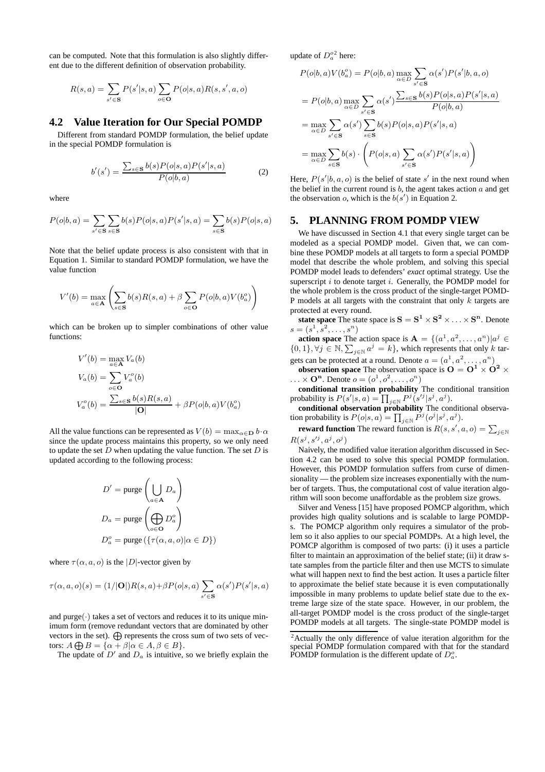can be computed. Note that this formulation is also slightly different due to the different definition of observation probability.

$$R(s,a) = \sum_{s' \in \mathbf{S}} P(s'|s,a) \sum_{o \in \mathbf{O}} P(o|s,a) R(s,s',a,o)$$

## 4.2 Value Iteration for Our Special POMDP

Different from standard POMDP formulation, the belief update in the special POMDP formulation is

$$b'(s') = \frac{\sum_{s \in \mathbf{S}} b(s) P(o|s,a) P(s'|s,a)}{P(o|b,a)} \tag{2}$$

where

$$P(o|b,a) = \sum_{s' \in \mathbf{S}} \sum_{s \in \mathbf{S}} b(s) P(o|s,a) P(s'|s,a) = \sum_{s \in \mathbf{S}} b(s) P(o|s,a)$$

Note that the belief update process is also consistent with that in Equation 1. Similar to standard POMDP formulation, we have the value function

$$V'(b) = \max_{a \in \mathbf{A}} \left( \sum_{s \in \mathbf{S}} b(s) R(s,a) + \beta \sum_{o \in \mathbf{O}} P(o|b,a) V(b_a^o) \right)$$

which can be broken up to simpler combinations of other value functions:

$$V'(b) = \max_{a \in \mathbf{A}} V_a(b)$$

$$V_a(b) = \sum_{o \in \mathbf{O}} V_a^o(b)$$

$$V_a^o(b) = \frac{\sum_{s \in \mathbf{S}} b(s) R(s,a)}{|\mathbf{O}|} + \beta P(o|b,a) V(b_a^o)$$

All the value functions can be represented as $V(b) = \max_{\alpha \in \mathbf{D}} b \cdot \alpha$ since the update process maintains this property, so we only need to update the set $D$ when updating the value function. The set $D$ is updated according to the following process:

$$D' = \text{purge}\left( \bigcup_{a \in \mathbf{A}} D_a \right)$$

$$D_a = \text{purge}\left( \bigoplus_{o \in \mathbf{O}} D_a^o \right)$$

$$D_a^o = \text{purge}\left( \{ \tau(\alpha, a, o) | \alpha \in D \} \right)$$

where $\tau(\alpha, a, o)$ is the $|D|$-vector given by

$$\tau(\alpha,a,o)(s) = (1/|\mathbf{O}|) R(s,a) + \beta P(o|s,a) \sum_{s' \in \mathbf{S}} \alpha(s') P(s'|s,a)$$

and purge$(\cdot)$ takes a set of vectors and reduces it to its unique minimum form (remove redundant vectors that are dominated by other vectors in the set). $\bigoplus$ represents the cross sum of two sets of vectors: $A \bigoplus B = \{\alpha + \beta | \alpha \in A, \beta \in B\}$.

The update of $D'$ and $D_a$ is intuitive, so we briefly explain the update of $D_a^{o}$[2] here:

$$\begin{aligned}
P(o|b,a)V(b_a^o) &= P(o|b,a) \max_{\alpha \in D} \sum_{s' \in \mathbf{S}} \alpha(s') P(s'|b,a,o) \\
&= P(o|b,a) \max_{\alpha \in D} \sum_{s' \in \mathbf{S}} \alpha(s') \frac{\sum_{s \in \mathbf{S}} b(s) P(o|s,a) P(s'|s,a)}{P(o|b,a)} \\
&= \max_{\alpha \in D} \sum_{s' \in \mathbf{S}} \alpha(s') \sum_{s \in \mathbf{S}} b(s) P(o|s,a) P(s'|s,a) \\
&= \max_{\alpha \in D} \sum_{s \in \mathbf{S}} b(s) \cdot \left( P(o|s,a) \sum_{s' \in \mathbf{S}} \alpha(s') P(s'|s,a) \right)
\end{aligned}$$

Here, $P(s'|b,a,o)$ is the belief of state $s'$ in the next round when the belief in the current round is $b$, the agent takes action $a$ and get the observation $o$, which is the $b(s')$ in Equation 2.

# 5. PLANNING FROM POMDP VIEW

We have discussed in Section 4.1 that every single target can be modeled as a special POMDP model. Given that, we can combine these POMDP models at all targets to form a special POMDP model that describe the whole problem, and solving this special POMDP model leads to defenders' *exact* optimal strategy. Use the superscript $i$ to denote target $i$. Generally, the POMDP model for the whole problem is the cross product of the single-target POMDP models at all targets with the constraint that only $k$ targets are protected at every round.

**state space** The state space is $\mathbf{S} = \mathbf{S^1} \times \mathbf{S^2} \times \ldots \times \mathbf{S^n}$. Denote $s = (s^1, s^2, \ldots, s^n)$

**action space** The action space is $\mathbf{A} = \{(a^1, a^2, \ldots, a^n) | a^j \in \{0,1\}, \forall j \in \mathbb{N}, \sum_{j \in \mathbb{N}} a^j = k\}$, which represents that only $k$ targets can be protected at a round. Denote $a = (a^1, a^2, \ldots, a^n)$

**observation space** The observation space is $\mathbf{O} = \mathbf{O^1} \times \mathbf{O^2} \times \ldots \times \mathbf{O^n}$. Denote $o = (o^1, o^2, \ldots, o^n)$

**conditional transition probability** The conditional transition probability is $P(s'|s,a) = \prod_{j \in \mathbb{N}} P^j(s'^j | s^j, a^j)$.

**conditional observation probability** The conditional observation probability is $P(o|s,a) = \prod_{j \in \mathbb{N}} P^j(o^j | s^j, a^j)$.

**reward function** The reward function is $R(s, s', a, o) = \sum_{j \in \mathbb{N}} R(s^j, s'^j, a^j, o^j)$

Naively, the modified value iteration algorithm discussed in Section 4.2 can be used to solve this special POMDP formulation. However, this POMDP formulation suffers from curse of dimensionality — the problem size increases exponentially with the number of targets. Thus, the computational cost of value iteration algorithm will soon become unaffordable as the problem size grows.

Silver and Veness [15] have proposed POMCP algorithm, which provides high quality solutions and is scalable to large POMDPs. The POMCP algorithm only requires a simulator of the problem so it also applies to our special POMDPs. At a high level, the POMCP algorithm is composed of two parts: (i) it uses a particle filter to maintain an approximation of the belief state; (ii) it draw state samples from the particle filter and then use MCTS to simulate what will happen next to find the best action. It uses a particle filter to approximate the belief state because it is even computationally impossible in many problems to update belief state due to the extreme large size of the state space. However, in our problem, the all-target POMDP model is the cross product of the single-target POMDP models at all targets. The single-state POMDP model is

[2] Actually the only difference of value iteration algorithm for the special POMDP formulation compared with that for the standard POMDP formulation is the different update of $D_a^o$.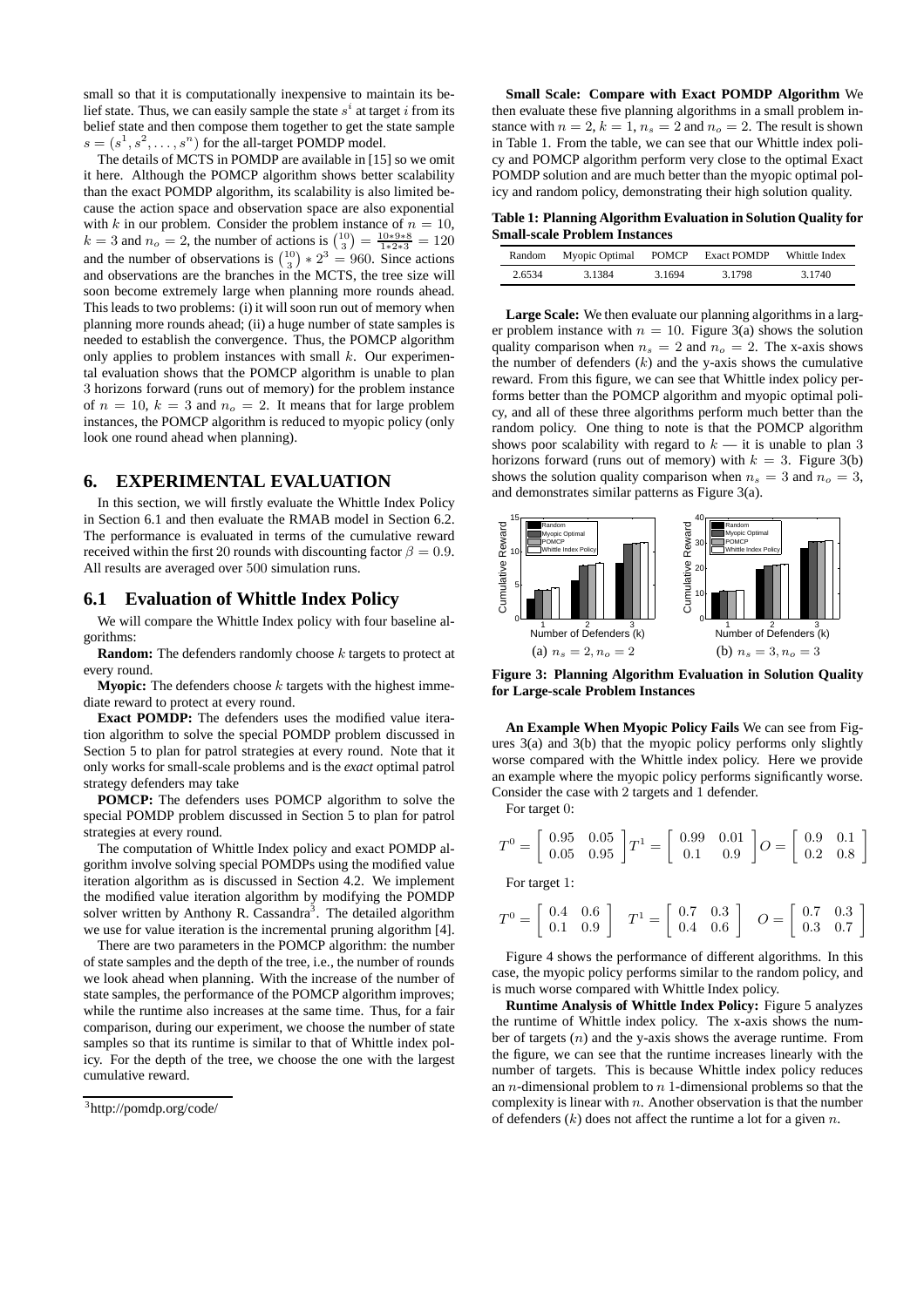small so that it is computationally inexpensive to maintain its belief state. Thus, we can easily sample the state $s^i$ at target $i$ from its belief state and then compose them together to get the state sample $s = (s^1, s^2, \ldots, s^n)$ for the all-target POMDP model.

The details of MCTS in POMDP are available in [15] so we omit it here. Although the POMCP algorithm shows better scalability than the exact POMDP algorithm, its scalability is also limited because the action space and observation space are also exponential with $k$ in our problem. Consider the problem instance of $n = 10$, $k = 3$ and $n_o = 2$, the number of actions is $\binom{10}{3} = \frac{10*9*8}{1*2*3} = 120$ and the number of observations is $\binom{10}{3} * 2^3 = 960$. Since actions and observations are the branches in the MCTS, the tree size will soon become extremely large when planning more rounds ahead. This leads to two problems: (i) it will soon run out of memory when planning more rounds ahead; (ii) a huge number of state samples is needed to establish the convergence. Thus, the POMCP algorithm only applies to problem instances with small $k$. Our experimental evaluation shows that the POMCP algorithm is unable to plan 3 horizons forward (runs out of memory) for the problem instance of $n = 10$, $k = 3$ and $n_o = 2$. It means that for large problem instances, the POMCP algorithm is reduced to myopic policy (only look one round ahead when planning).

## 6. EXPERIMENTAL EVALUATION

In this section, we will firstly evaluate the Whittle Index Policy in Section 6.1 and then evaluate the RMAB model in Section 6.2. The performance is evaluated in terms of the cumulative reward received within the first 20 rounds with discounting factor $\beta = 0.9$. All results are averaged over 500 simulation runs.

### 6.1 Evaluation of Whittle Index Policy

We will compare the Whittle Index policy with four baseline algorithms:

**Random:** The defenders randomly choose $k$ targets to protect at every round.

**Myopic:** The defenders choose $k$ targets with the highest immediate reward to protect at every round.

**Exact POMDP:** The defenders uses the modified value iteration algorithm to solve the special POMDP problem discussed in Section 5 to plan for patrol strategies at every round. Note that it only works for small-scale problems and is the *exact* optimal patrol strategy defenders may take

**POMCP:** The defenders uses POMCP algorithm to solve the special POMDP problem discussed in Section 5 to plan for patrol strategies at every round.

The computation of Whittle Index policy and exact POMDP algorithm involve solving special POMDPs using the modified value iteration algorithm as is discussed in Section 4.2. We implement the modified value iteration algorithm by modifying the POMDP solver written by Anthony R. Cassandra[3]. The detailed algorithm we use for value iteration is the incremental pruning algorithm [4].

There are two parameters in the POMCP algorithm: the number of state samples and the depth of the tree, i.e., the number of rounds we look ahead when planning. With the increase of the number of state samples, the performance of the POMCP algorithm improves; while the runtime also increases at the same time. Thus, for a fair comparison, during our experiment, we choose the number of state samples so that its runtime is similar to that of Whittle index policy. For the depth of the tree, we choose the one with the largest cumulative reward.

[3] http://pomdp.org/code/

**Small Scale: Compare with Exact POMDP Algorithm** We then evaluate these five planning algorithms in a small problem instance with $n = 2$, $k = 1$, $n_s = 2$ and $n_o = 2$. The result is shown in Table 1. From the table, we can see that our Whittle index policy and POMCP algorithm perform very close to the optimal Exact POMDP solution and are much better than the myopic optimal policy and random policy, demonstrating their high solution quality.

**Table 1: Planning Algorithm Evaluation in Solution Quality for Small-scale Problem Instances**

| Random | Myopic Optimal | POMCP | Exact POMDP | Whittle Index |
|---|---|---|---|---|
| 2.6534 | 3.1384 | 3.1694 | 3.1798 | 3.1740 |

**Large Scale:** We then evaluate our planning algorithms in a larger problem instance with $n = 10$. Figure 3(a) shows the solution quality comparison when $n_s = 2$ and $n_o = 2$. The x-axis shows the number of defenders ($k$) and the y-axis shows the cumulative reward. From this figure, we can see that Whittle index policy performs better than the POMCP algorithm and myopic optimal policy, and all of these three algorithms perform much better than the random policy. One thing to note is that the POMCP algorithm shows poor scalability with regard to $k$ — it is unable to plan 3 horizons forward (runs out of memory) with $k = 3$. Figure 3(b) shows the solution quality comparison when $n_s = 3$ and $n_o = 3$, and demonstrates similar patterns as Figure 3(a).

(a) $n_s = 2, n_o = 2$ (b) $n_s = 3, n_o = 3$

**Figure 3: Planning Algorithm Evaluation in Solution Quality for Large-scale Problem Instances**

**An Example When Myopic Policy Fails** We can see from Figures 3(a) and 3(b) that the myopic policy performs only slightly worse compared with the Whittle index policy. Here we provide an example where the myopic policy performs significantly worse. Consider the case with 2 targets and 1 defender.

For target 0:

$$T^0 = \begin{bmatrix} 0.95 & 0.05 \\ 0.05 & 0.95 \end{bmatrix} T^1 = \begin{bmatrix} 0.99 & 0.01 \\ 0.1 & 0.9 \end{bmatrix} O = \begin{bmatrix} 0.9 & 0.1 \\ 0.2 & 0.8 \end{bmatrix}$$

For target 1:

$$T^0 = \begin{bmatrix} 0.4 & 0.6 \\ 0.1 & 0.9 \end{bmatrix} \quad T^1 = \begin{bmatrix} 0.7 & 0.3 \\ 0.4 & 0.6 \end{bmatrix} \quad O = \begin{bmatrix} 0.7 & 0.3 \\ 0.3 & 0.7 \end{bmatrix}$$

Figure 4 shows the performance of different algorithms. In this case, the myopic policy performs similar to the random policy, and is much worse compared with Whittle Index policy.

**Runtime Analysis of Whittle Index Policy:** Figure 5 analyzes the runtime of Whittle index policy. The x-axis shows the number of targets ($n$) and the y-axis shows the average runtime. From the figure, we can see that the runtime increases linearly with the number of targets. This is because Whittle index policy reduces an $n$-dimensional problem to $n$ 1-dimensional problems so that the complexity is linear with $n$. Another observation is that the number of defenders ($k$) does not affect the runtime a lot for a given $n$.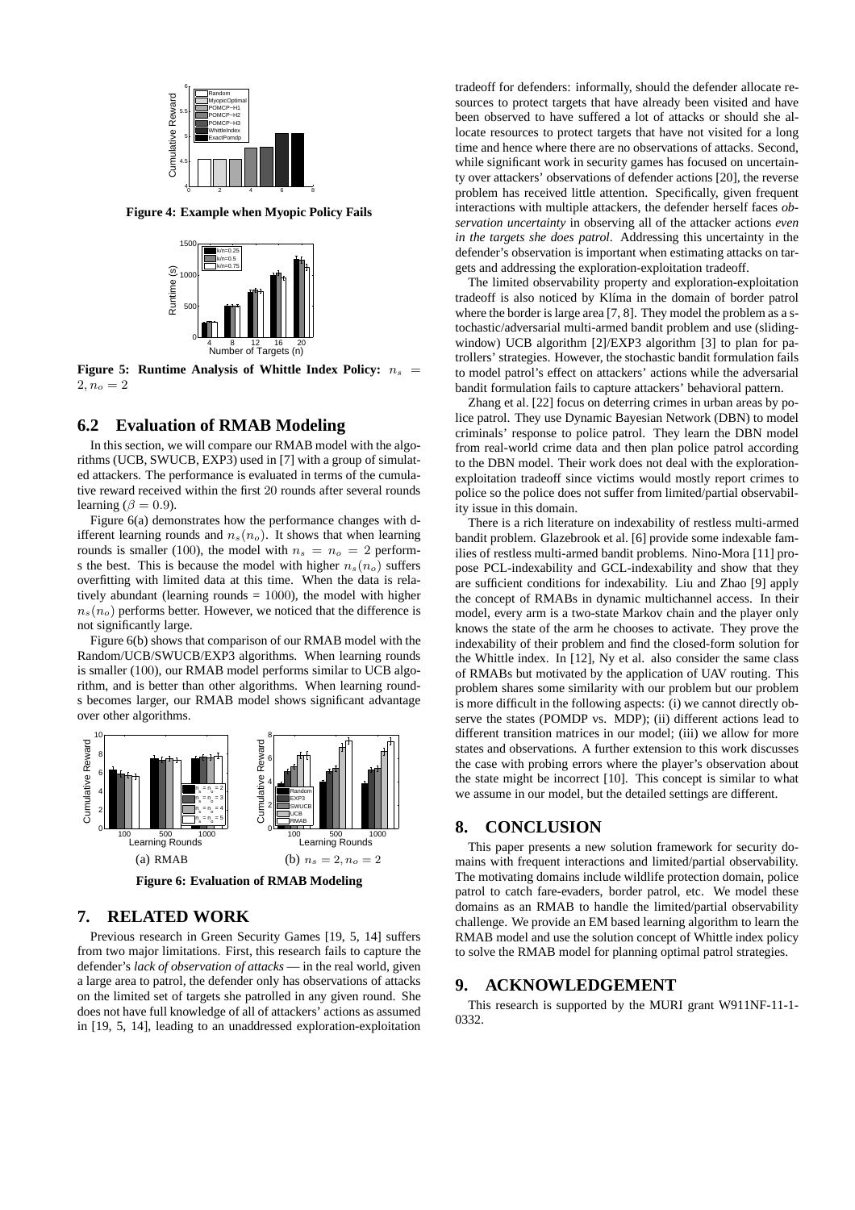**Figure 4: Example when Myopic Policy Fails**

**Figure 5: Runtime Analysis of Whittle Index Policy:** $n_s = 2, n_o = 2$

## 6.2 Evaluation of RMAB Modeling

In this section, we will compare our RMAB model with the algorithms (UCB, SWUCB, EXP3) used in [7] with a group of simulated attackers. The performance is evaluated in terms of the cumulative reward received within the first 20 rounds after several rounds learning ($\beta = 0.9$).

Figure 6(a) demonstrates how the performance changes with different learning rounds and $n_s(n_o)$. It shows that when learning rounds is smaller (100), the model with $n_s = n_o = 2$ performs the best. This is because the model with higher $n_s(n_o)$ suffers overfitting with limited data at this time. When the data is relatively abundant (learning rounds = 1000), the model with higher $n_s(n_o)$ performs better. However, we noticed that the difference is not significantly large.

Figure 6(b) shows that comparison of our RMAB model with the Random/UCB/SWUCB/EXP3 algorithms. When learning rounds is smaller (100), our RMAB model performs similar to UCB algorithm, and is better than other algorithms. When learning rounds becomes larger, our RMAB model shows significant advantage over other algorithms.

(a) RMAB

(b) $n_s = 2, n_o = 2$

**Figure 6: Evaluation of RMAB Modeling**

# 7. RELATED WORK

Previous research in Green Security Games [19, 5, 14] suffers from two major limitations. First, this research fails to capture the defender's *lack of observation of attacks* — in the real world, given a large area to patrol, the defender only has observations of attacks on the limited set of targets she patrolled in any given round. She does not have full knowledge of all of attackers' actions as assumed in [19, 5, 14], leading to an unaddressed exploration-exploitation tradeoff for defenders: informally, should the defender allocate resources to protect targets that have already been visited and have been observed to have suffered a lot of attacks or should she allocate resources to protect targets that have not visited for a long time and hence where there are no observations of attacks. Second, while significant work in security games has focused on uncertainty over attackers' observations of defender actions [20], the reverse problem has received little attention. Specifically, given frequent interactions with multiple attackers, the defender herself faces *observation uncertainty* in observing all of the attacker actions *even in the targets she does patrol*. Addressing this uncertainty in the defender's observation is important when estimating attacks on targets and addressing the exploration-exploitation tradeoff.

The limited observability property and exploration-exploitation tradeoff is also noticed by Klíma in the domain of border patrol where the border is large area [7, 8]. They model the problem as a stochastic/adversarial multi-armed bandit problem and use (sliding-window) UCB algorithm [2]/EXP3 algorithm [3] to plan for patrollers' strategies. However, the stochastic bandit formulation fails to model patrol's effect on attackers' actions while the adversarial bandit formulation fails to capture attackers' behavioral pattern.

Zhang et al. [22] focus on deterring crimes in urban areas by police patrol. They use Dynamic Bayesian Network (DBN) to model criminals' response to police patrol. They learn the DBN model from real-world crime data and then plan police patrol according to the DBN model. Their work does not deal with the exploration-exploitation tradeoff since victims would mostly report crimes to police so the police does not suffer from limited/partial observability issue in this domain.

There is a rich literature on indexability of restless multi-armed bandit problem. Glazebrook et al. [6] provide some indexable families of restless multi-armed bandit problems. Nino-Mora [11] propose PCL-indexability and GCL-indexability and show that they are sufficient conditions for indexability. Liu and Zhao [9] apply the concept of RMABs in dynamic multichannel access. In their model, every arm is a two-state Markov chain and the player only knows the state of the arm he chooses to activate. They prove the indexability of their problem and find the closed-form solution for the Whittle index. In [12], Ny et al. also consider the same class of RMABs but motivated by the application of UAV routing. This problem shares some similarity with our problem but our problem is more difficult in the following aspects: (i) we cannot directly observe the states (POMDP vs. MDP); (ii) different actions lead to different transition matrices in our model; (iii) we allow for more states and observations. A further extension to this work discusses the case with probing errors where the player's observation about the state might be incorrect [10]. This concept is similar to what we assume in our model, but the detailed settings are different.

# 8. CONCLUSION

This paper presents a new solution framework for security domains with frequent interactions and limited/partial observability. The motivating domains include wildlife protection domain, police patrol to catch fare-evaders, border patrol, etc. We model these domains as an RMAB to handle the limited/partial observability challenge. We provide an EM based learning algorithm to learn the RMAB model and use the solution concept of Whittle index policy to solve the RMAB model for planning optimal patrol strategies.

# 9. ACKNOWLEDGEMENT

This research is supported by the MURI grant W911NF-11-1-0332.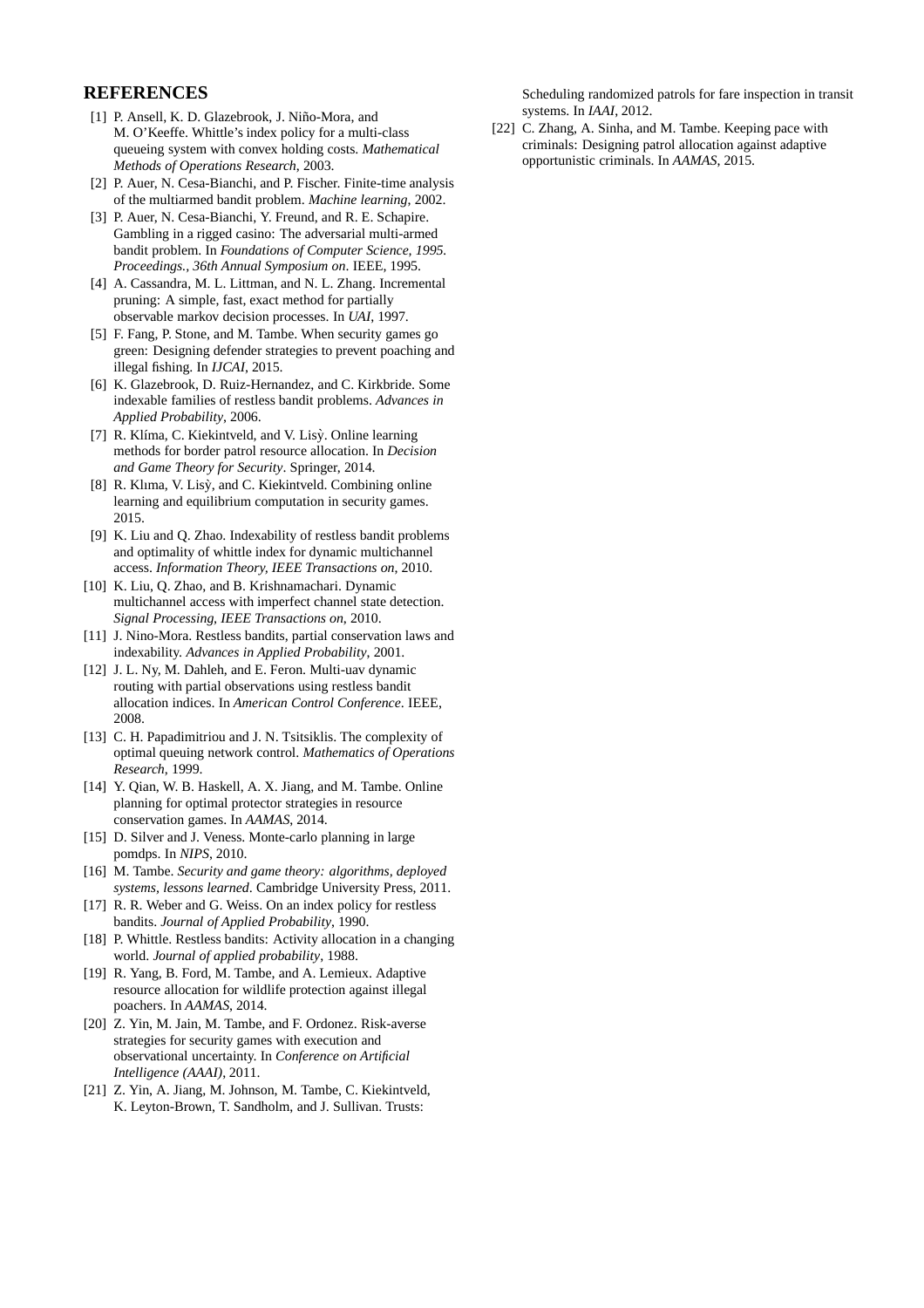## REFERENCES

[1] P. Ansell, K. D. Glazebrook, J. Niño-Mora, and M. O'Keeffe. Whittle's index policy for a multi-class queueing system with convex holding costs. *Mathematical Methods of Operations Research*, 2003.

[2] P. Auer, N. Cesa-Bianchi, and P. Fischer. Finite-time analysis of the multiarmed bandit problem. *Machine learning*, 2002.

[3] P. Auer, N. Cesa-Bianchi, Y. Freund, and R. E. Schapire. Gambling in a rigged casino: The adversarial multi-armed bandit problem. In *Foundations of Computer Science, 1995. Proceedings., 36th Annual Symposium on*. IEEE, 1995.

[4] A. Cassandra, M. L. Littman, and N. L. Zhang. Incremental pruning: A simple, fast, exact method for partially observable markov decision processes. In *UAI*, 1997.

[5] F. Fang, P. Stone, and M. Tambe. When security games go green: Designing defender strategies to prevent poaching and illegal fishing. In *IJCAI*, 2015.

[6] K. Glazebrook, D. Ruiz-Hernandez, and C. Kirkbride. Some indexable families of restless bandit problems. *Advances in Applied Probability*, 2006.

[7] R. Klíma, C. Kiekintveld, and V. Lisỳ. Online learning methods for border patrol resource allocation. In *Decision and Game Theory for Security*. Springer, 2014.

[8] R. Klıma, V. Lisỳ, and C. Kiekintveld. Combining online learning and equilibrium computation in security games. 2015.

[9] K. Liu and Q. Zhao. Indexability of restless bandit problems and optimality of whittle index for dynamic multichannel access. *Information Theory, IEEE Transactions on*, 2010.

[10] K. Liu, Q. Zhao, and B. Krishnamachari. Dynamic multichannel access with imperfect channel state detection. *Signal Processing, IEEE Transactions on*, 2010.

[11] J. Nino-Mora. Restless bandits, partial conservation laws and indexability. *Advances in Applied Probability*, 2001.

[12] J. L. Ny, M. Dahleh, and E. Feron. Multi-uav dynamic routing with partial observations using restless bandit allocation indices. In *American Control Conference*. IEEE, 2008.

[13] C. H. Papadimitriou and J. N. Tsitsiklis. The complexity of optimal queuing network control. *Mathematics of Operations Research*, 1999.

[14] Y. Qian, W. B. Haskell, A. X. Jiang, and M. Tambe. Online planning for optimal protector strategies in resource conservation games. In *AAMAS*, 2014.

[15] D. Silver and J. Veness. Monte-carlo planning in large pomdps. In *NIPS*, 2010.

[16] M. Tambe. *Security and game theory: algorithms, deployed systems, lessons learned*. Cambridge University Press, 2011.

[17] R. R. Weber and G. Weiss. On an index policy for restless bandits. *Journal of Applied Probability*, 1990.

[18] P. Whittle. Restless bandits: Activity allocation in a changing world. *Journal of applied probability*, 1988.

[19] R. Yang, B. Ford, M. Tambe, and A. Lemieux. Adaptive resource allocation for wildlife protection against illegal poachers. In *AAMAS*, 2014.

[20] Z. Yin, M. Jain, M. Tambe, and F. Ordonez. Risk-averse strategies for security games with execution and observational uncertainty. In *Conference on Artificial Intelligence (AAAI)*, 2011.

[21] Z. Yin, A. Jiang, M. Johnson, M. Tambe, C. Kiekintveld, K. Leyton-Brown, T. Sandholm, and J. Sullivan. Trusts: Scheduling randomized patrols for fare inspection in transit systems. In *IAAI*, 2012.

[22] C. Zhang, A. Sinha, and M. Tambe. Keeping pace with criminals: Designing patrol allocation against adaptive opportunistic criminals. In *AAMAS*, 2015.